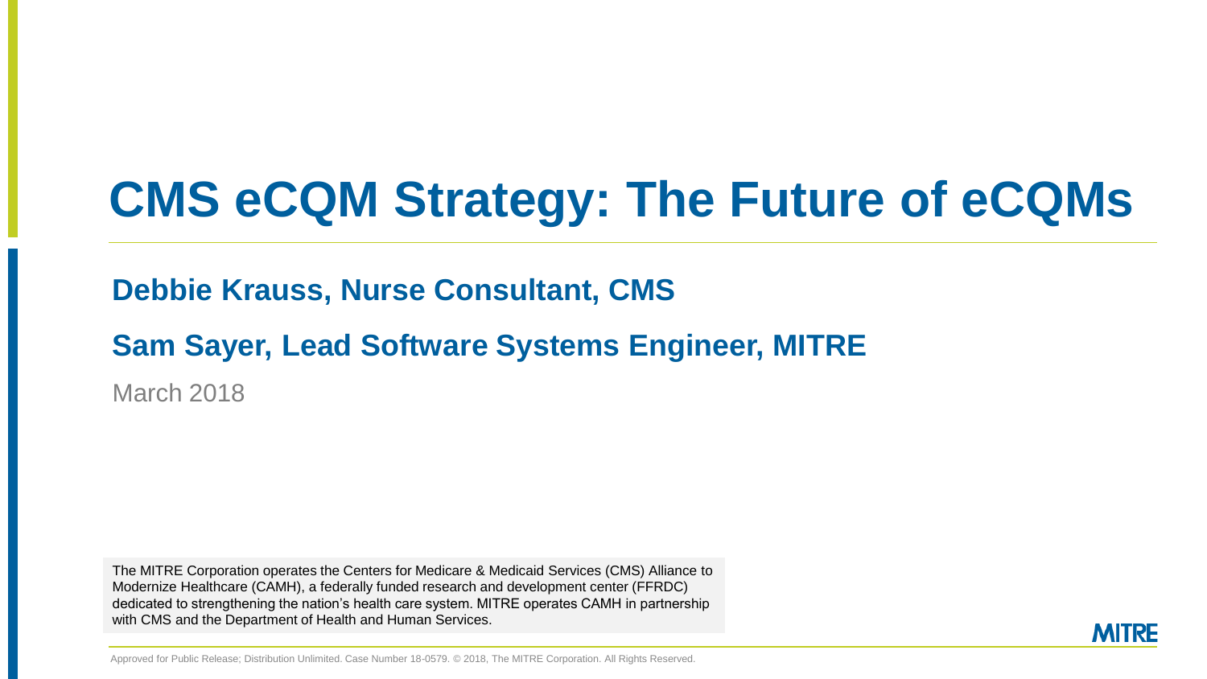# CMS eCQM Strategy: The Future of eCQMs

**Debbie Krauss, Nurse Consultant, CMS**

**Sam Sayer, Lead Software Systems Engineer, MITRE**

March 2018

The MITRE Corporation operates the Centers for Medicare & Medicaid Services (CMS) Alliance to Modernize Healthcare (CAMH), a federally funded research and development center (FFRDC) dedicated to strengthening the nation's health care system. MITRE operates CAMH in partnership with CMS and the Department of Health and Human Services.

MITRE

Approved for Public Release; Distribution Unlimited. Case Number 18-0579. © 2018, The MITRE Corporation. All Rights Reserved.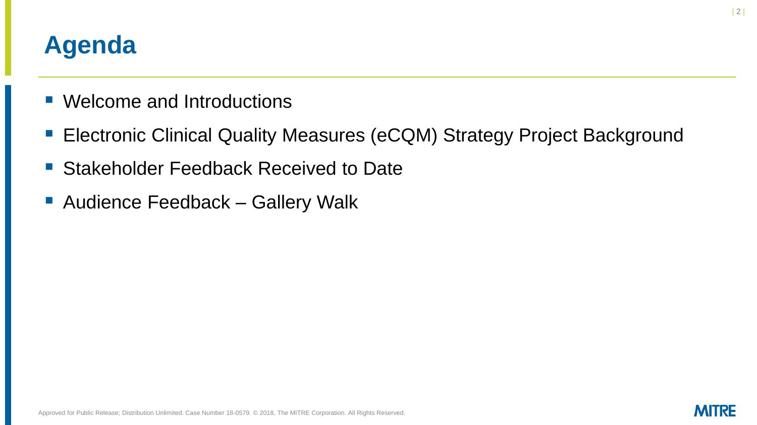# Agenda

- Welcome and Introductions
- Electronic Clinical Quality Measures (eCQM) Strategy Project Background
- Stakeholder Feedback Received to Date
- Audience Feedback – Gallery Walk

Approved for Public Release; Distribution Unlimited. Case Number 18-0579. © 2018, The MITRE Corporation. All Rights Reserved.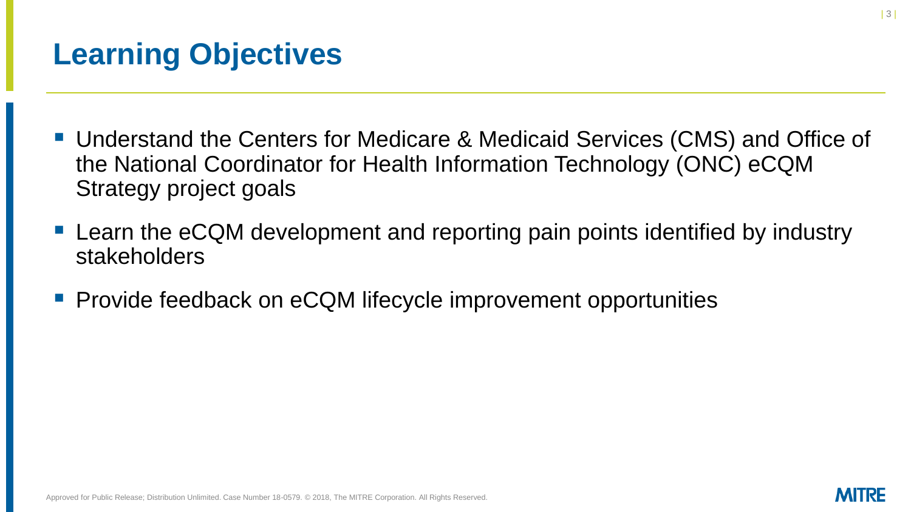# Learning Objectives

- Understand the Centers for Medicare & Medicaid Services (CMS) and Office of the National Coordinator for Health Information Technology (ONC) eCQM Strategy project goals
- Learn the eCQM development and reporting pain points identified by industry stakeholders
- Provide feedback on eCQM lifecycle improvement opportunities

Approved for Public Release; Distribution Unlimited. Case Number 18-0579. © 2018, The MITRE Corporation. All Rights Reserved.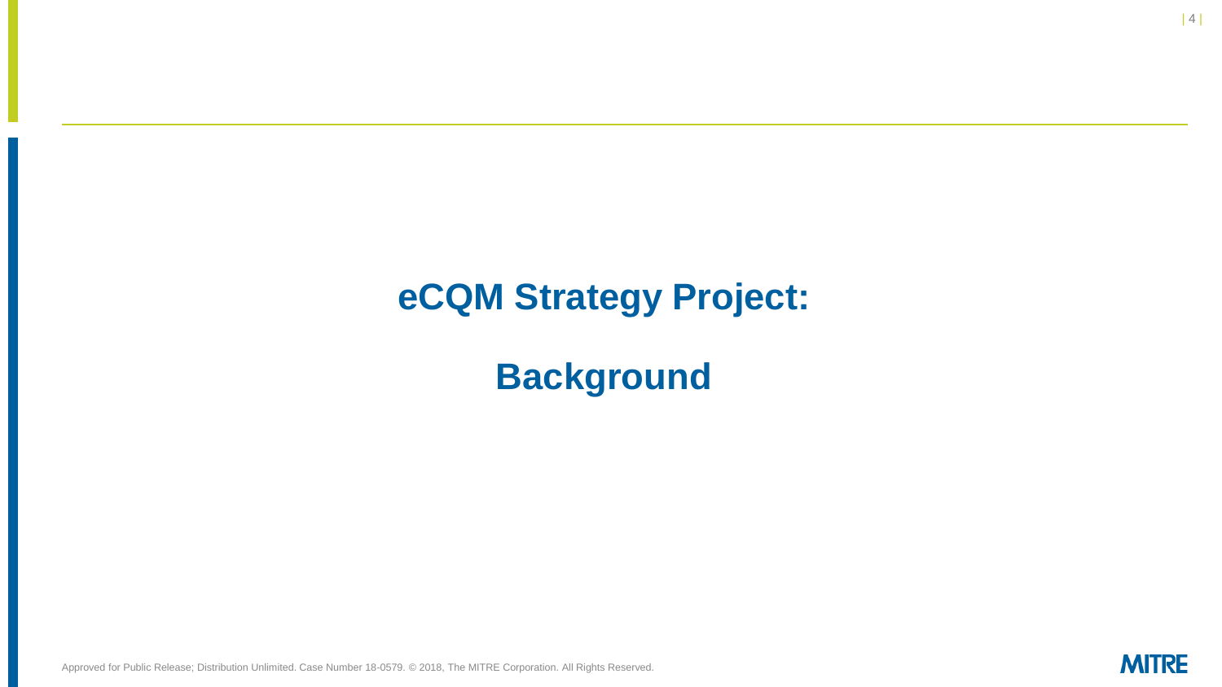# eCQM Strategy Project:

# Background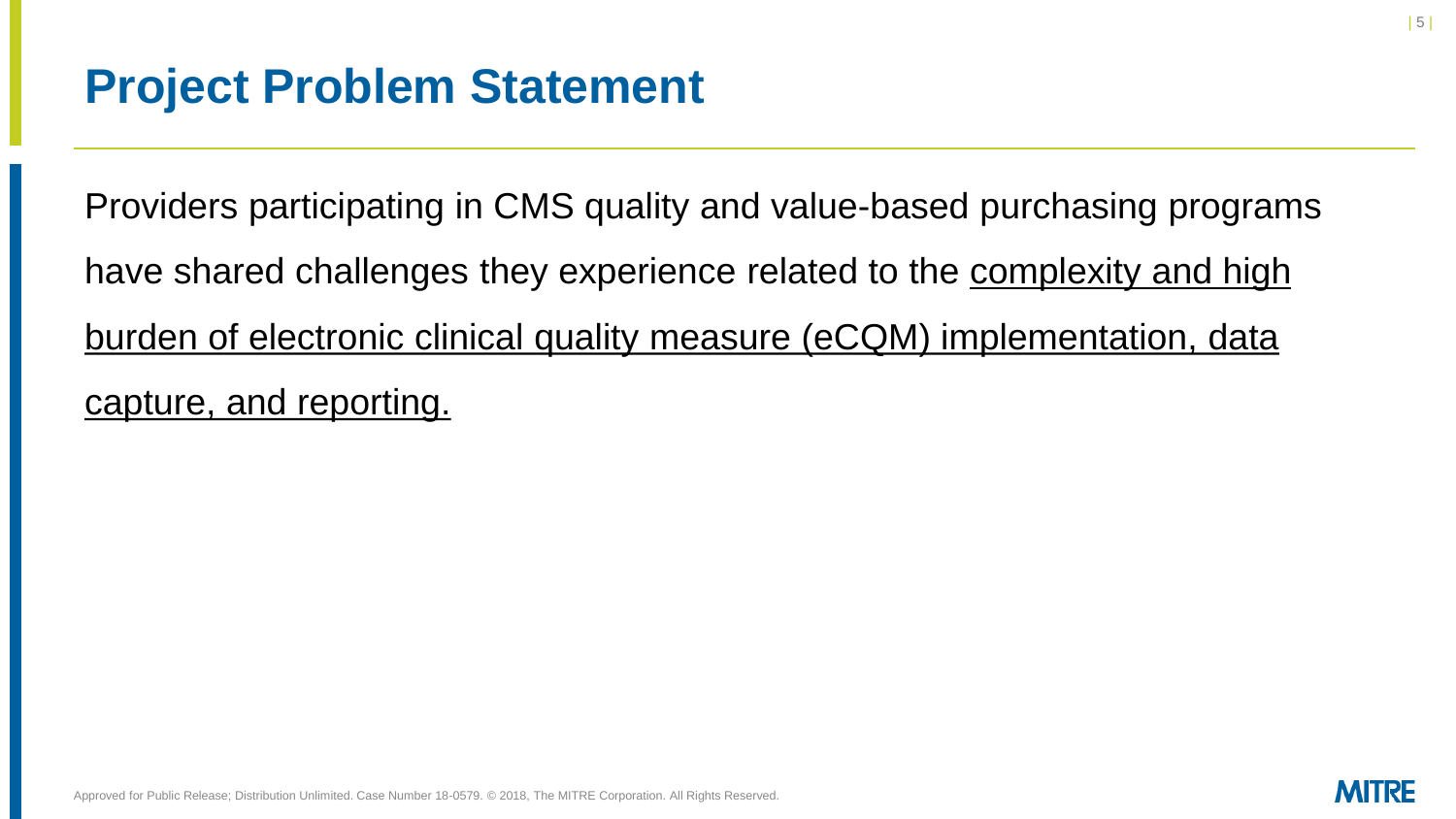# Project Problem Statement

Providers participating in CMS quality and value-based purchasing programs have shared challenges they experience related to the <u>complexity and high burden of electronic clinical quality measure (eCQM) implementation, data capture, and reporting.</u>

Approved for Public Release; Distribution Unlimited. Case Number 18-0579. © 2018, The MITRE Corporation. All Rights Reserved.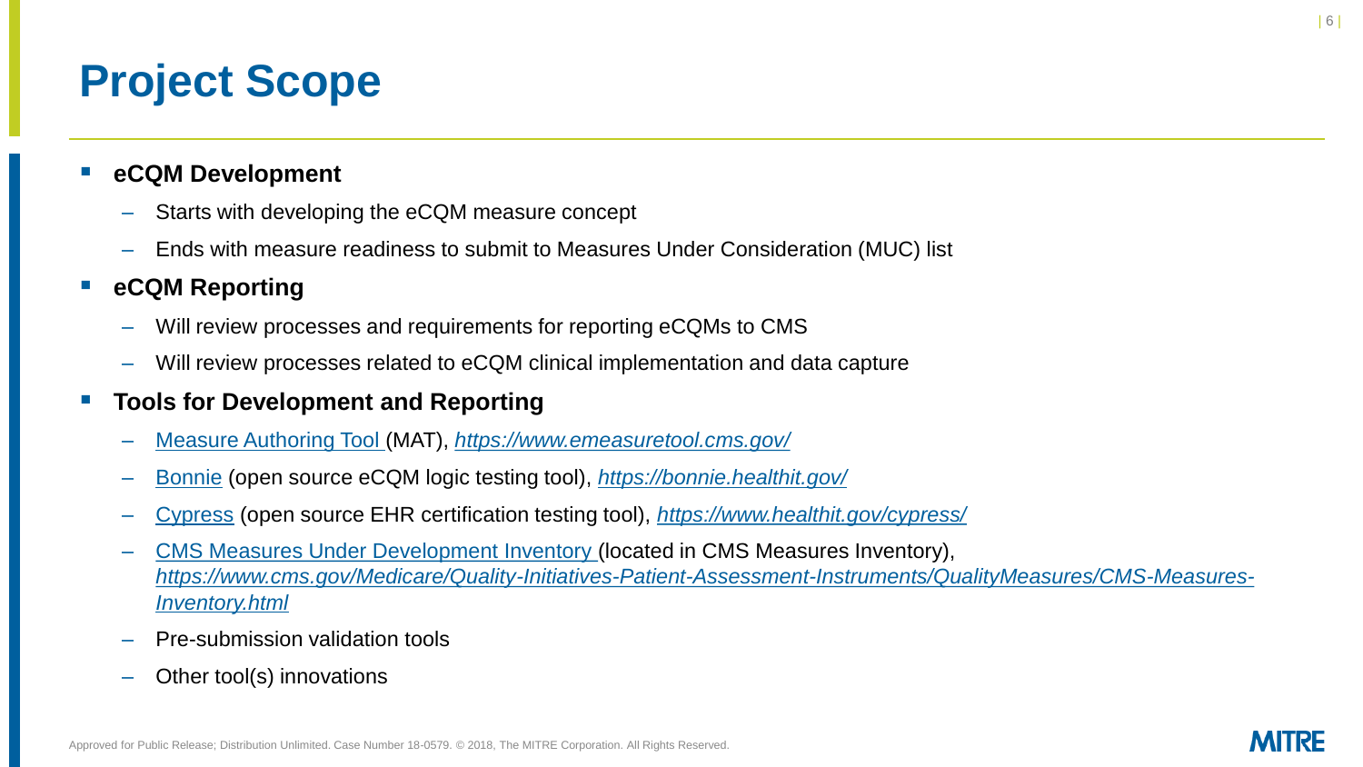# Project Scope

- **eCQM Development**
  - Starts with developing the eCQM measure concept
  - Ends with measure readiness to submit to Measures Under Consideration (MUC) list
- **eCQM Reporting**
  - Will review processes and requirements for reporting eCQMs to CMS
  - Will review processes related to eCQM clinical implementation and data capture
- **Tools for Development and Reporting**
  - [Measure Authoring Tool](https://www.emeasuretool.cms.gov/) (MAT), *[https://www.emeasuretool.cms.gov/](https://www.emeasuretool.cms.gov/)*
  - [Bonnie](https://bonnie.healthit.gov/) (open source eCQM logic testing tool), *[https://bonnie.healthit.gov/](https://bonnie.healthit.gov/)*
  - [Cypress](https://www.healthit.gov/cypress/) (open source EHR certification testing tool), *[https://www.healthit.gov/cypress/](https://www.healthit.gov/cypress/)*
  - [CMS Measures Under Development Inventory](https://www.cms.gov/Medicare/Quality-Initiatives-Patient-Assessment-Instruments/QualityMeasures/CMS-Measures-Inventory.html) (located in CMS Measures Inventory), *[https://www.cms.gov/Medicare/Quality-Initiatives-Patient-Assessment-Instruments/QualityMeasures/CMS-Measures-Inventory.html](https://www.cms.gov/Medicare/Quality-Initiatives-Patient-Assessment-Instruments/QualityMeasures/CMS-Measures-Inventory.html)*
  - Pre-submission validation tools
  - Other tool(s) innovations

Approved for Public Release; Distribution Unlimited. Case Number 18-0579. © 2018, The MITRE Corporation. All Rights Reserved.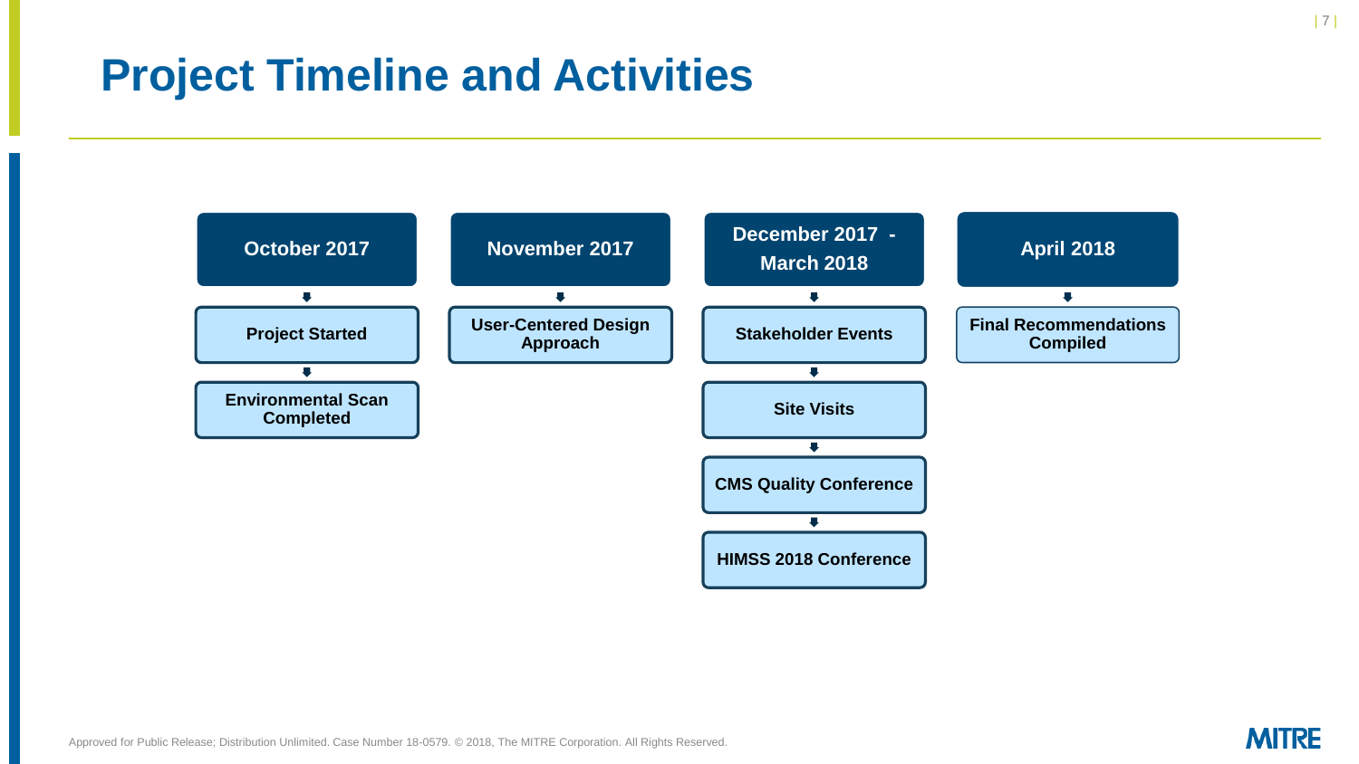# Project Timeline and Activities

**October 2017**

- Project Started
- Environmental Scan Completed

**November 2017**

- User-Centered Design Approach

**December 2017 - March 2018**

- Stakeholder Events
- Site Visits
- CMS Quality Conference
- HIMSS 2018 Conference

**April 2018**

- Final Recommendations Compiled

Approved for Public Release; Distribution Unlimited. Case Number 18-0579. © 2018, The MITRE Corporation. All Rights Reserved.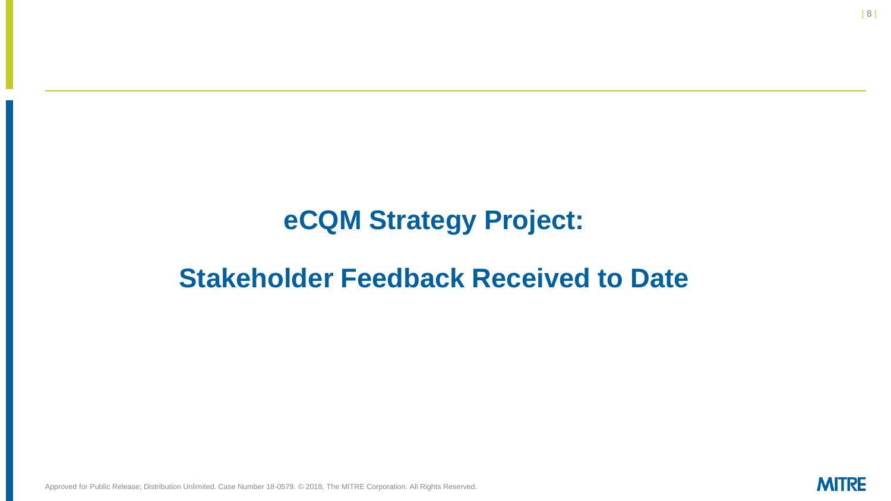# eCQM Strategy Project:

# Stakeholder Feedback Received to Date

Approved for Public Release; Distribution Unlimited. Case Number 18-0579. © 2018, The MITRE Corporation. All Rights Reserved.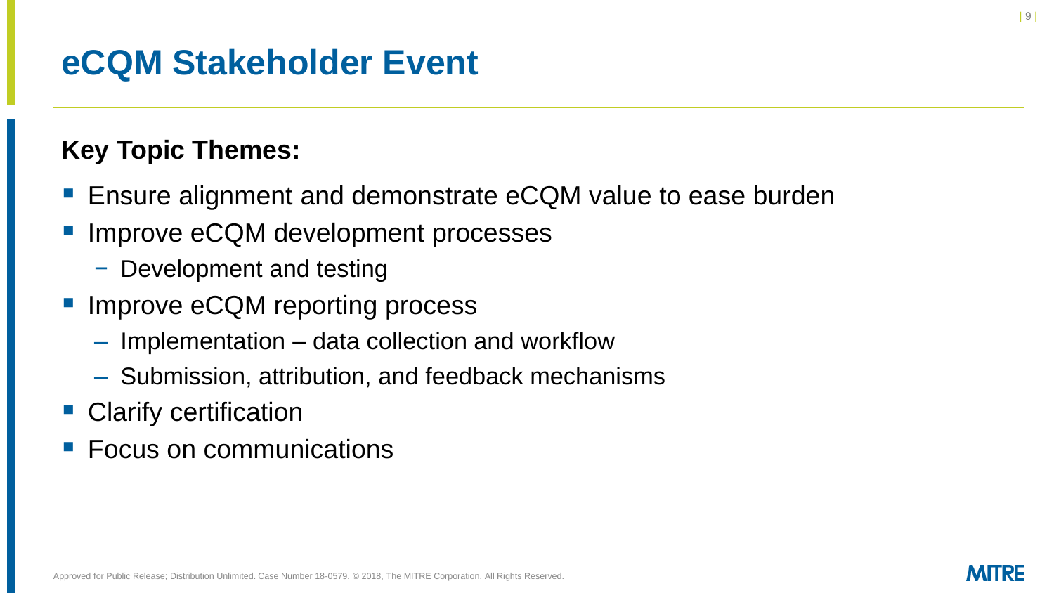# eCQM Stakeholder Event

**Key Topic Themes:**

- Ensure alignment and demonstrate eCQM value to ease burden
- Improve eCQM development processes
  - Development and testing
- Improve eCQM reporting process
  - Implementation – data collection and workflow
  - Submission, attribution, and feedback mechanisms
- Clarify certification
- Focus on communications

Approved for Public Release; Distribution Unlimited. Case Number 18-0579. © 2018, The MITRE Corporation. All Rights Reserved.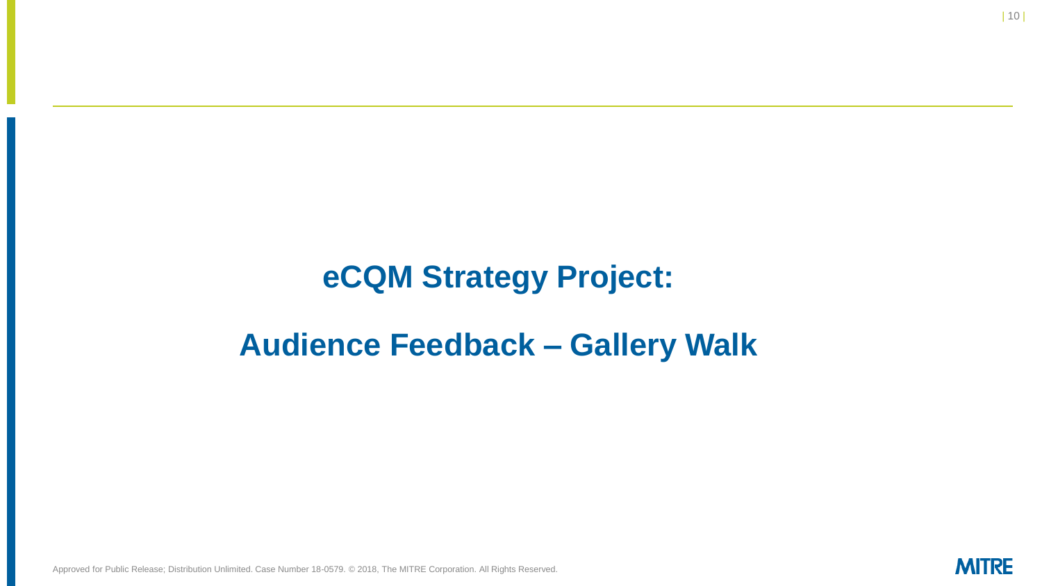# eCQM Strategy Project:

# Audience Feedback – Gallery Walk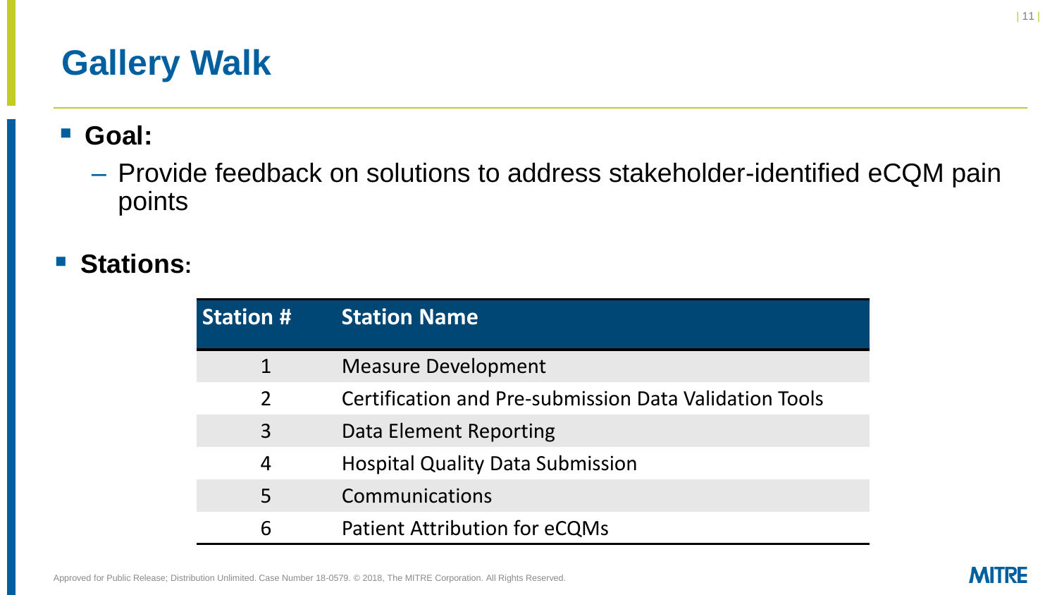# Gallery Walk

- **Goal:**
  - Provide feedback on solutions to address stakeholder-identified eCQM pain points
- **Stations:**

| Station # | Station Name |
| --- | --- |
| 1 | Measure Development |
| 2 | Certification and Pre-submission Data Validation Tools |
| 3 | Data Element Reporting |
| 4 | Hospital Quality Data Submission |
| 5 | Communications |
| 6 | Patient Attribution for eCQMs |

Approved for Public Release; Distribution Unlimited. Case Number 18-0579. © 2018, The MITRE Corporation. All Rights Reserved.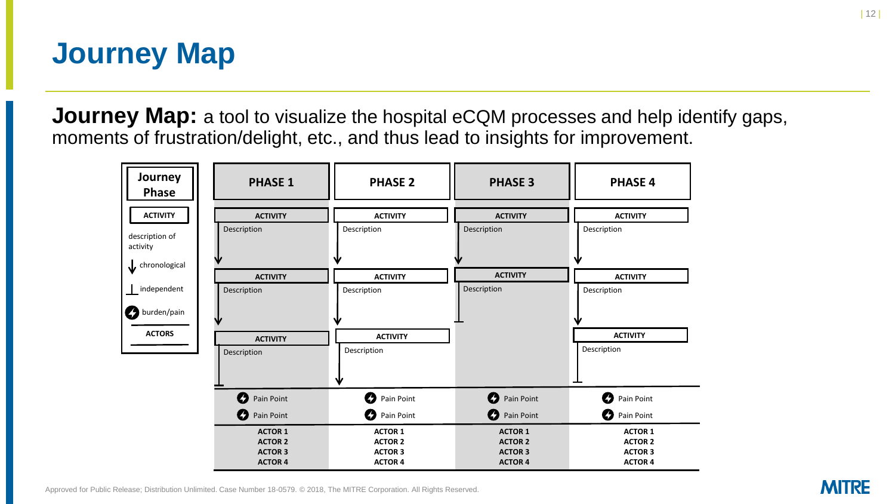# Journey Map

**Journey Map:** a tool to visualize the hospital eCQM processes and help identify gaps, moments of frustration/delight, etc., and thus lead to insights for improvement.

| Journey Phase | PHASE 1 | PHASE 2 | PHASE 3 | PHASE 4 |
| --- | --- | --- | --- | --- |
| **ACTIVITY** — description of activity | **ACTIVITY** Description | **ACTIVITY** Description | **ACTIVITY** Description | **ACTIVITY** Description |
| ↓ chronological | **ACTIVITY** Description | **ACTIVITY** Description | **ACTIVITY** Description | **ACTIVITY** Description |
| ⊥ independent | **ACTIVITY** Description | **ACTIVITY** Description | | **ACTIVITY** Description |
| burden/pain | Pain Point<br>Pain Point | Pain Point<br>Pain Point | Pain Point<br>Pain Point | Pain Point<br>Pain Point |
| **ACTORS** | **ACTOR 1**<br>**ACTOR 2**<br>**ACTOR 3**<br>**ACTOR 4** | **ACTOR 1**<br>**ACTOR 2**<br>**ACTOR 3**<br>**ACTOR 4** | **ACTOR 1**<br>**ACTOR 2**<br>**ACTOR 3**<br>**ACTOR 4** | **ACTOR 1**<br>**ACTOR 2**<br>**ACTOR 3**<br>**ACTOR 4** |

Approved for Public Release; Distribution Unlimited. Case Number 18-0579. © 2018, The MITRE Corporation. All Rights Reserved.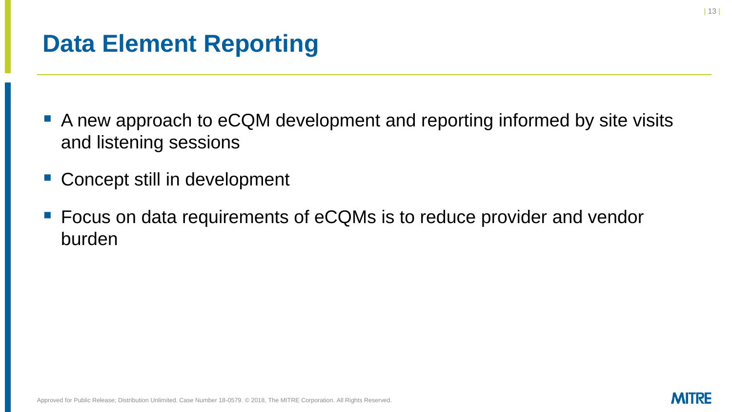# Data Element Reporting

- A new approach to eCQM development and reporting informed by site visits and listening sessions
- Concept still in development
- Focus on data requirements of eCQMs is to reduce provider and vendor burden

Approved for Public Release; Distribution Unlimited. Case Number 18-0579. © 2018, The MITRE Corporation. All Rights Reserved.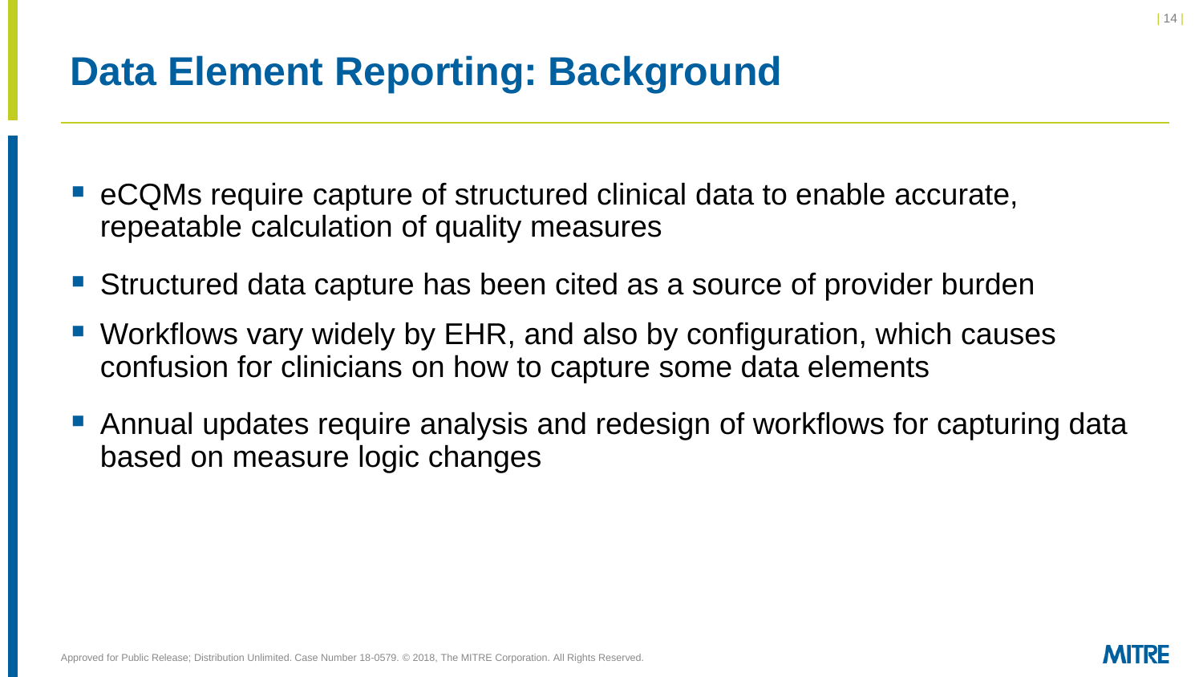# Data Element Reporting: Background

- eCQMs require capture of structured clinical data to enable accurate, repeatable calculation of quality measures
- Structured data capture has been cited as a source of provider burden
- Workflows vary widely by EHR, and also by configuration, which causes confusion for clinicians on how to capture some data elements
- Annual updates require analysis and redesign of workflows for capturing data based on measure logic changes

Approved for Public Release; Distribution Unlimited. Case Number 18-0579. © 2018, The MITRE Corporation. All Rights Reserved.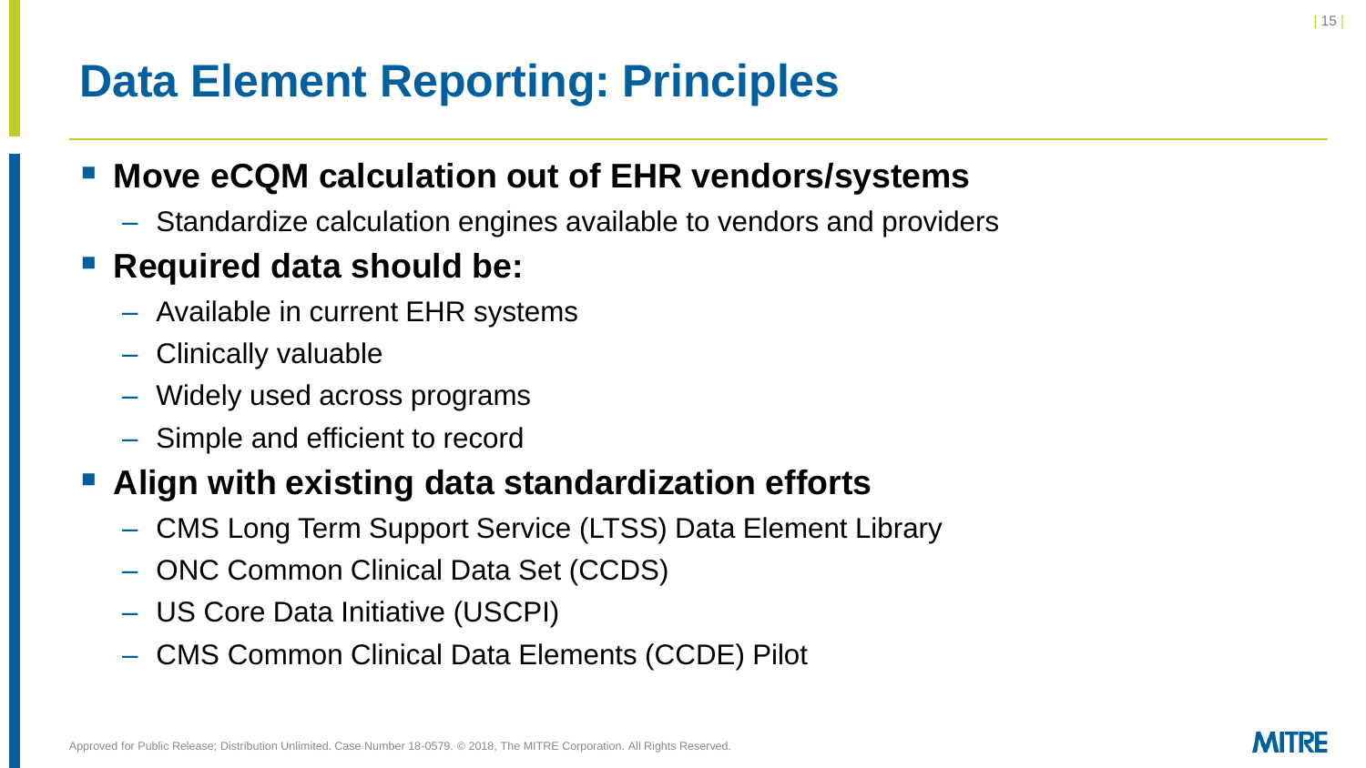# Data Element Reporting: Principles

- **Move eCQM calculation out of EHR vendors/systems**
  - Standardize calculation engines available to vendors and providers
- **Required data should be:**
  - Available in current EHR systems
  - Clinically valuable
  - Widely used across programs
  - Simple and efficient to record
- **Align with existing data standardization efforts**
  - CMS Long Term Support Service (LTSS) Data Element Library
  - ONC Common Clinical Data Set (CCDS)
  - US Core Data Initiative (USCPI)
  - CMS Common Clinical Data Elements (CCDE) Pilot

Approved for Public Release; Distribution Unlimited. Case Number 18-0579. © 2018, The MITRE Corporation. All Rights Reserved.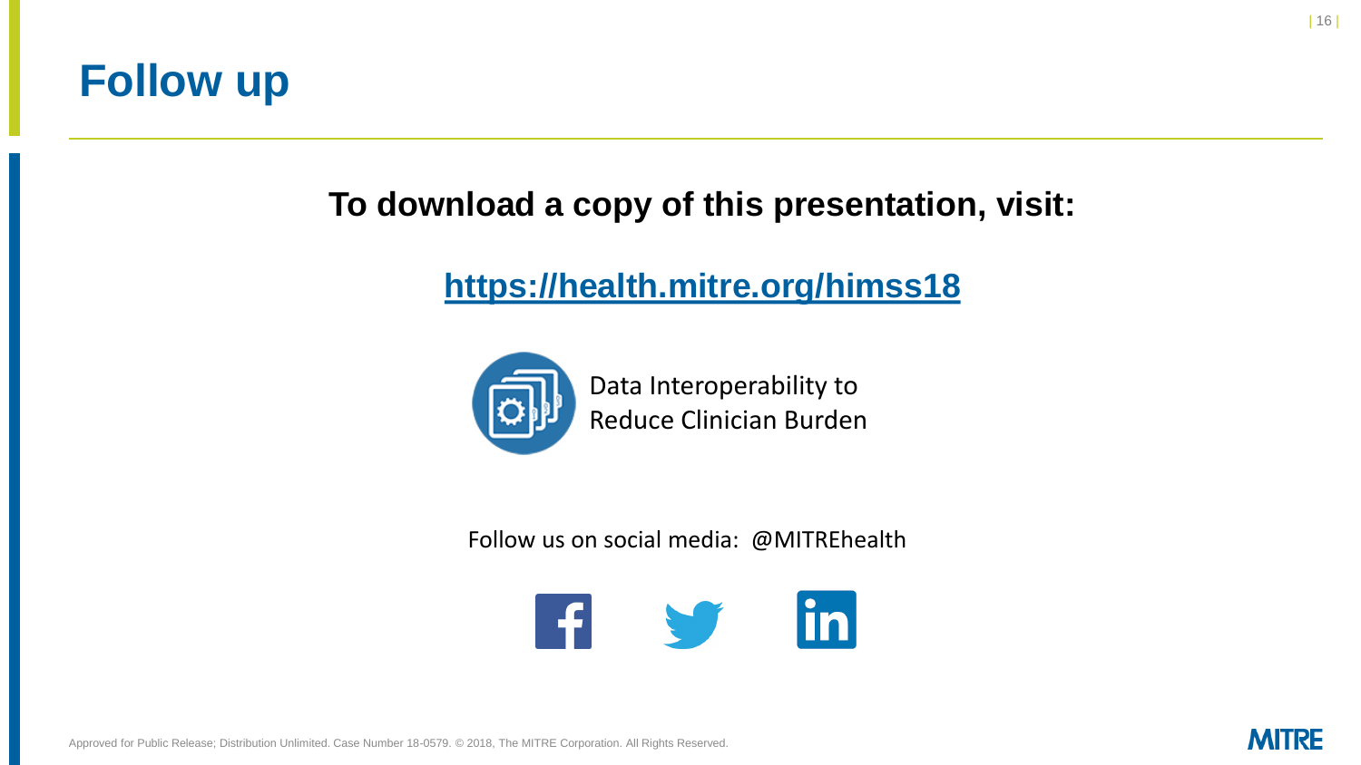# Follow up

**To download a copy of this presentation, visit:**

**[https://health.mitre.org/himss18](https://health.mitre.org/himss18)**

Data Interoperability to Reduce Clinician Burden

Follow us on social media: @MITREhealth

Approved for Public Release; Distribution Unlimited. Case Number 18-0579. © 2018, The MITRE Corporation. All Rights Reserved.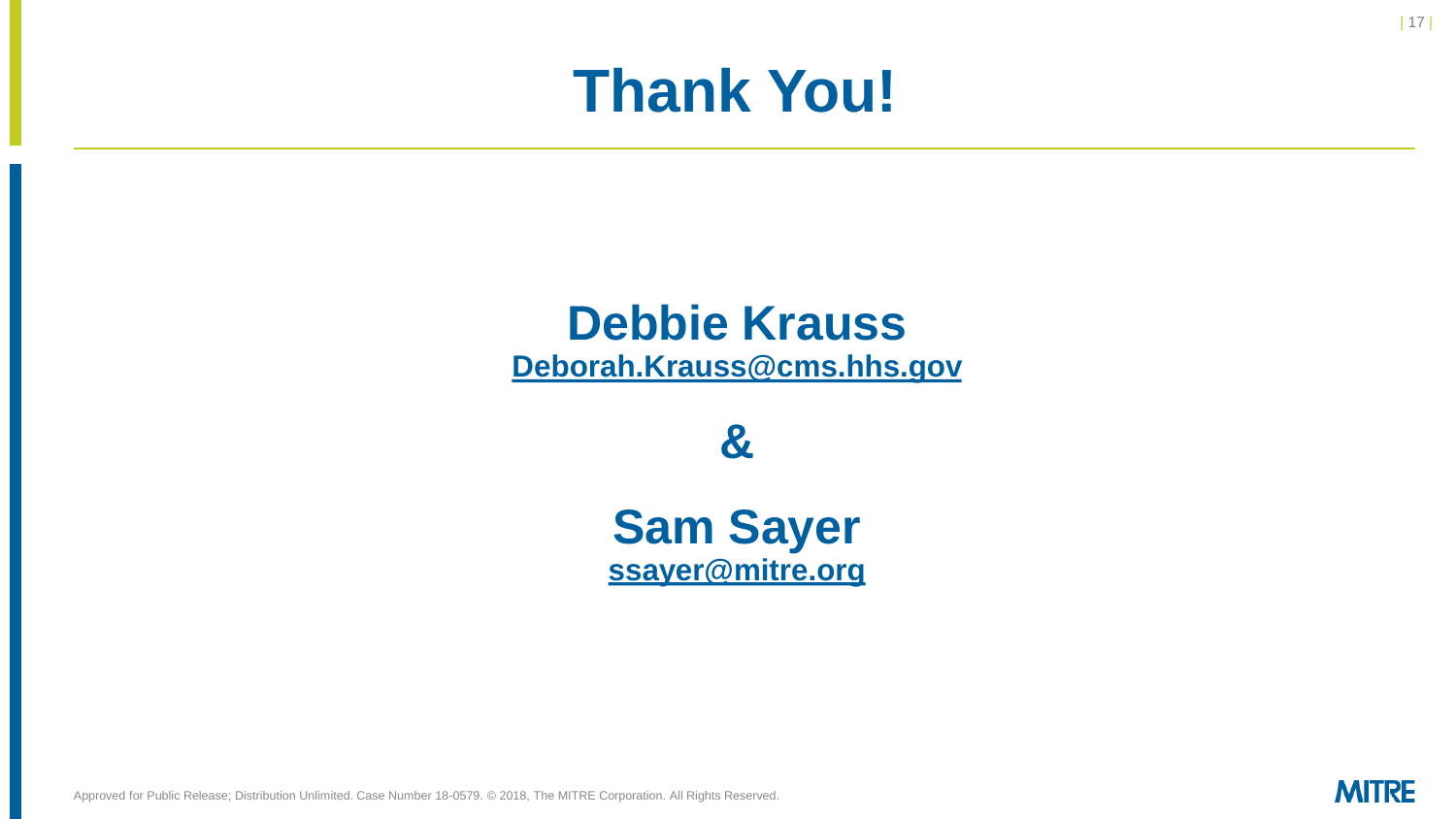# Thank You!

**Debbie Krauss**
**[Deborah.Krauss@cms.hhs.gov](mailto:Deborah.Krauss@cms.hhs.gov)**

**&**

**Sam Sayer**
**[ssayer@mitre.org](mailto:ssayer@mitre.org)**

Approved for Public Release; Distribution Unlimited. Case Number 18-0579. © 2018, The MITRE Corporation. All Rights Reserved.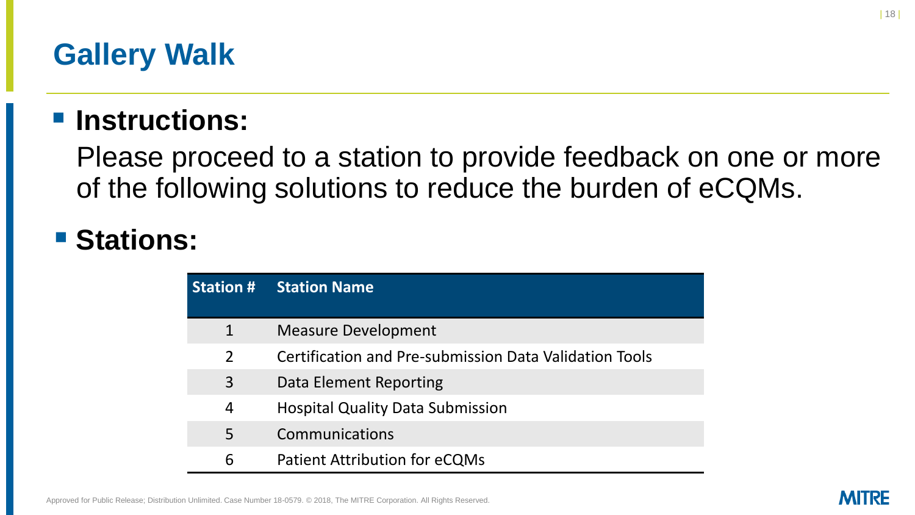# Gallery Walk

- **Instructions:**

  Please proceed to a station to provide feedback on one or more of the following solutions to reduce the burden of eCQMs.

- **Stations:**

| Station # | Station Name |
|---|---|
| 1 | Measure Development |
| 2 | Certification and Pre-submission Data Validation Tools |
| 3 | Data Element Reporting |
| 4 | Hospital Quality Data Submission |
| 5 | Communications |
| 6 | Patient Attribution for eCQMs |

Approved for Public Release; Distribution Unlimited. Case Number 18-0579. © 2018, The MITRE Corporation. All Rights Reserved.